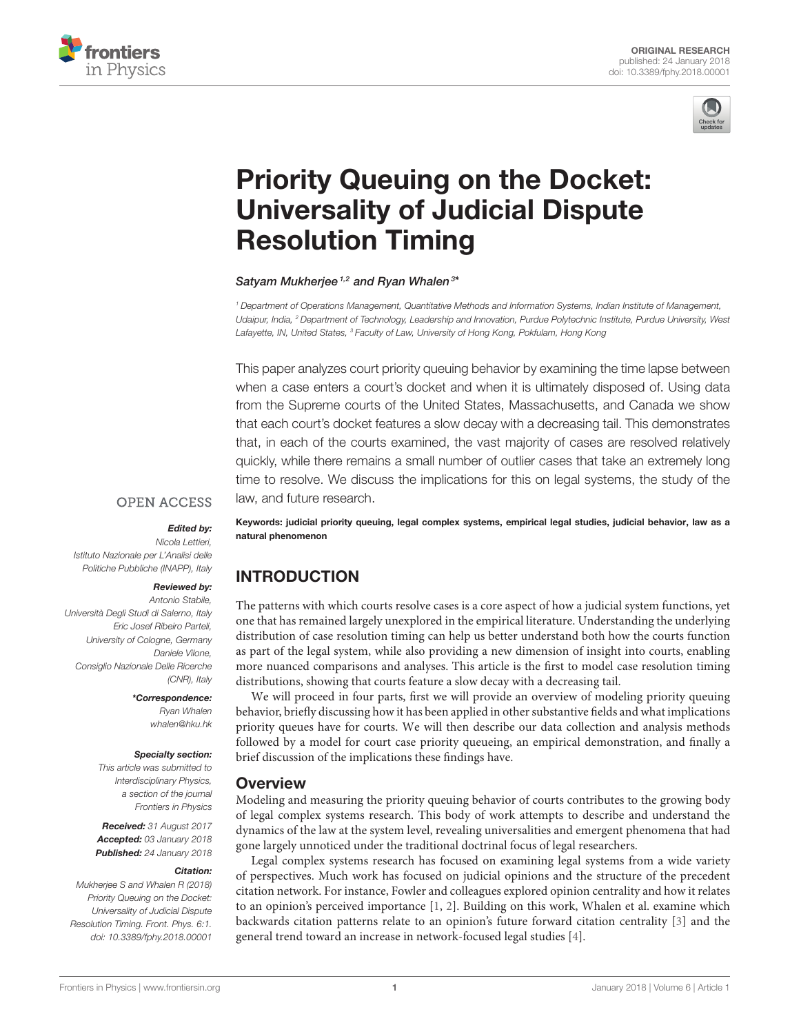ORIGINAL RESEARCH
published: 24 January 2018
doi: 10.3389/fphy.2018.00001

# Priority Queuing on the Docket: Universality of Judicial Dispute Resolution Timing

*Satyam Mukherjee[1,2] and Ryan Whalen[3]\**

[1] Department of Operations Management, Quantitative Methods and Information Systems, Indian Institute of Management, Udaipur, India, [2] Department of Technology, Leadership and Innovation, Purdue Polytechnic Institute, Purdue University, West Lafayette, IN, United States, [3] Faculty of Law, University of Hong Kong, Pokfulam, Hong Kong

This paper analyzes court priority queuing behavior by examining the time lapse between when a case enters a court's docket and when it is ultimately disposed of. Using data from the Supreme courts of the United States, Massachusetts, and Canada we show that each court's docket features a slow decay with a decreasing tail. This demonstrates that, in each of the courts examined, the vast majority of cases are resolved relatively quickly, while there remains a small number of outlier cases that take an extremely long time to resolve. We discuss the implications for this on legal systems, the study of the law, and future research.

**Keywords: judicial priority queuing, legal complex systems, empirical legal studies, judicial behavior, law as a natural phenomenon**

OPEN ACCESS

***Edited by:***
*Nicola Lettieri, Istituto Nazionale per L'Analisi delle Politiche Pubbliche (INAPP), Italy*

***Reviewed by:***
*Antonio Stabile, Università Degli Studi di Salerno, Italy*
*Eric Josef Ribeiro Parteli, University of Cologne, Germany*
*Daniele Vilone, Consiglio Nazionale Delle Ricerche (CNR), Italy*

***\*Correspondence:***
*Ryan Whalen*
*whalen@hku.hk*

***Specialty section:***
*This article was submitted to Interdisciplinary Physics, a section of the journal Frontiers in Physics*

***Received:*** *31 August 2017*
***Accepted:*** *03 January 2018*
***Published:*** *24 January 2018*

***Citation:***
*Mukherjee S and Whalen R (2018) Priority Queuing on the Docket: Universality of Judicial Dispute Resolution Timing. Front. Phys. 6:1. doi: 10.3389/fphy.2018.00001*

## INTRODUCTION

The patterns with which courts resolve cases is a core aspect of how a judicial system functions, yet one that has remained largely unexplored in the empirical literature. Understanding the underlying distribution of case resolution timing can help us better understand both how the courts function as part of the legal system, while also providing a new dimension of insight into courts, enabling more nuanced comparisons and analyses. This article is the first to model case resolution timing distributions, showing that courts feature a slow decay with a decreasing tail.

We will proceed in four parts, first we will provide an overview of modeling priority queuing behavior, briefly discussing how it has been applied in other substantive fields and what implications priority queues have for courts. We will then describe our data collection and analysis methods followed by a model for court case priority queueing, an empirical demonstration, and finally a brief discussion of the implications these findings have.

### Overview

Modeling and measuring the priority queuing behavior of courts contributes to the growing body of legal complex systems research. This body of work attempts to describe and understand the dynamics of the law at the system level, revealing universalities and emergent phenomena that had gone largely unnoticed under the traditional doctrinal focus of legal researchers.

Legal complex systems research has focused on examining legal systems from a wide variety of perspectives. Much work has focused on judicial opinions and the structure of the precedent citation network. For instance, Fowler and colleagues explored opinion centrality and how it relates to an opinion's perceived importance [1, 2]. Building on this work, Whalen et al. examine which backwards citation patterns relate to an opinion's future forward citation centrality [3] and the general trend toward an increase in network-focused legal studies [4].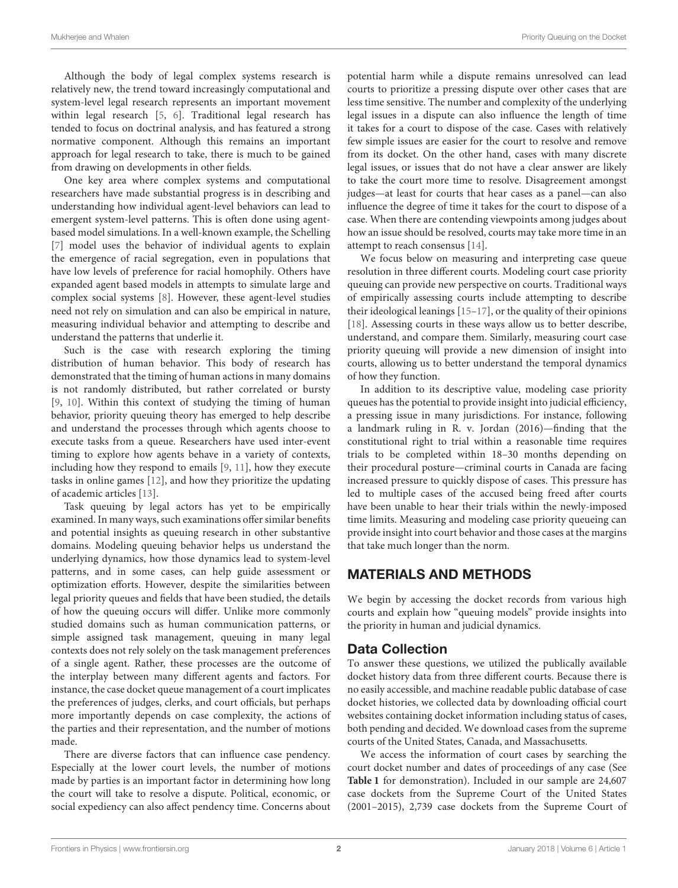Although the body of legal complex systems research is relatively new, the trend toward increasingly computational and system-level legal research represents an important movement within legal research [5, 6]. Traditional legal research has tended to focus on doctrinal analysis, and has featured a strong normative component. Although this remains an important approach for legal research to take, there is much to be gained from drawing on developments in other fields.

One key area where complex systems and computational researchers have made substantial progress is in describing and understanding how individual agent-level behaviors can lead to emergent system-level patterns. This is often done using agent-based model simulations. In a well-known example, the Schelling [7] model uses the behavior of individual agents to explain the emergence of racial segregation, even in populations that have low levels of preference for racial homophily. Others have expanded agent based models in attempts to simulate large and complex social systems [8]. However, these agent-level studies need not rely on simulation and can also be empirical in nature, measuring individual behavior and attempting to describe and understand the patterns that underlie it.

Such is the case with research exploring the timing distribution of human behavior. This body of research has demonstrated that the timing of human actions in many domains is not randomly distributed, but rather correlated or bursty [9, 10]. Within this context of studying the timing of human behavior, priority queuing theory has emerged to help describe and understand the processes through which agents choose to execute tasks from a queue. Researchers have used inter-event timing to explore how agents behave in a variety of contexts, including how they respond to emails [9, 11], how they execute tasks in online games [12], and how they prioritize the updating of academic articles [13].

Task queuing by legal actors has yet to be empirically examined. In many ways, such examinations offer similar benefits and potential insights as queuing research in other substantive domains. Modeling queuing behavior helps us understand the underlying dynamics, how those dynamics lead to system-level patterns, and in some cases, can help guide assessment or optimization efforts. However, despite the similarities between legal priority queues and fields that have been studied, the details of how the queuing occurs will differ. Unlike more commonly studied domains such as human communication patterns, or simple assigned task management, queuing in many legal contexts does not rely solely on the task management preferences of a single agent. Rather, these processes are the outcome of the interplay between many different agents and factors. For instance, the case docket queue management of a court implicates the preferences of judges, clerks, and court officials, but perhaps more importantly depends on case complexity, the actions of the parties and their representation, and the number of motions made.

There are diverse factors that can influence case pendency. Especially at the lower court levels, the number of motions made by parties is an important factor in determining how long the court will take to resolve a dispute. Political, economic, or social expediency can also affect pendency time. Concerns about potential harm while a dispute remains unresolved can lead courts to prioritize a pressing dispute over other cases that are less time sensitive. The number and complexity of the underlying legal issues in a dispute can also influence the length of time it takes for a court to dispose of the case. Cases with relatively few simple issues are easier for the court to resolve and remove from its docket. On the other hand, cases with many discrete legal issues, or issues that do not have a clear answer are likely to take the court more time to resolve. Disagreement amongst judges—at least for courts that hear cases as a panel—can also influence the degree of time it takes for the court to dispose of a case. When there are contending viewpoints among judges about how an issue should be resolved, courts may take more time in an attempt to reach consensus [14].

We focus below on measuring and interpreting case queue resolution in three different courts. Modeling court case priority queuing can provide new perspective on courts. Traditional ways of empirically assessing courts include attempting to describe their ideological leanings [15–17], or the quality of their opinions [18]. Assessing courts in these ways allow us to better describe, understand, and compare them. Similarly, measuring court case priority queuing will provide a new dimension of insight into courts, allowing us to better understand the temporal dynamics of how they function.

In addition to its descriptive value, modeling case priority queues has the potential to provide insight into judicial efficiency, a pressing issue in many jurisdictions. For instance, following a landmark ruling in R. v. Jordan (2016)—finding that the constitutional right to trial within a reasonable time requires trials to be completed within 18–30 months depending on their procedural posture—criminal courts in Canada are facing increased pressure to quickly dispose of cases. This pressure has led to multiple cases of the accused being freed after courts have been unable to hear their trials within the newly-imposed time limits. Measuring and modeling case priority queueing can provide insight into court behavior and those cases at the margins that take much longer than the norm.

## MATERIALS AND METHODS

We begin by accessing the docket records from various high courts and explain how "queuing models" provide insights into the priority in human and judicial dynamics.

### Data Collection

To answer these questions, we utilized the publically available docket history data from three different courts. Because there is no easily accessible, and machine readable public database of case docket histories, we collected data by downloading official court websites containing docket information including status of cases, both pending and decided. We download cases from the supreme courts of the United States, Canada, and Massachusetts.

We access the information of court cases by searching the court docket number and dates of proceedings of any case (See **Table 1** for demonstration). Included in our sample are 24,607 case dockets from the Supreme Court of the United States (2001–2015), 2,739 case dockets from the Supreme Court of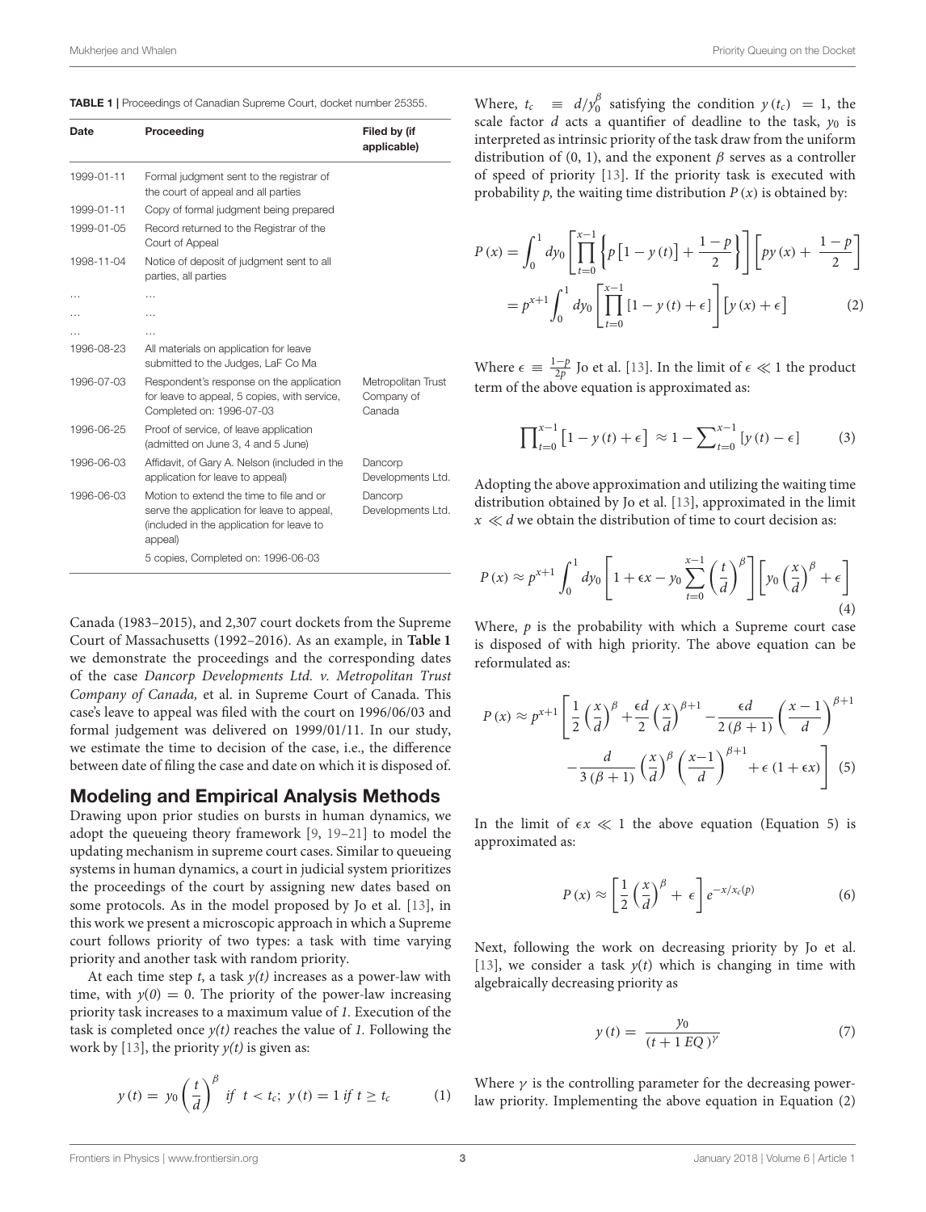**TABLE 1** | Proceedings of Canadian Supreme Court, docket number 25355.

| Date | Proceeding | Filed by (if applicable) |
|---|---|---|
| 1999-01-11 | Formal judgment sent to the registrar of the court of appeal and all parties | |
| 1999-01-11 | Copy of formal judgment being prepared | |
| 1999-01-05 | Record returned to the Registrar of the Court of Appeal | |
| 1998-11-04 | Notice of deposit of judgment sent to all parties, all parties | |
| … | … | |
| … | … | |
| … | … | |
| 1996-08-23 | All materials on application for leave submitted to the Judges, LaF Co Ma | |
| 1996-07-03 | Respondent's response on the application for leave to appeal, 5 copies, with service, Completed on: 1996-07-03 | Metropolitan Trust Company of Canada |
| 1996-06-25 | Proof of service, of leave application (admitted on June 3, 4 and 5 June) | |
| 1996-06-03 | Affidavit, of Gary A. Nelson (included in the application for leave to appeal) | Dancorp Developments Ltd. |
| 1996-06-03 | Motion to extend the time to file and or serve the application for leave to appeal, (included in the application for leave to appeal) 5 copies, Completed on: 1996-06-03 | Dancorp Developments Ltd. |

Canada (1983–2015), and 2,307 court dockets from the Supreme Court of Massachusetts (1992–2016). As an example, in **Table 1** we demonstrate the proceedings and the corresponding dates of the case *Dancorp Developments Ltd. v. Metropolitan Trust Company of Canada,* et al. in Supreme Court of Canada. This case's leave to appeal was filed with the court on 1996/06/03 and formal judgement was delivered on 1999/01/11. In our study, we estimate the time to decision of the case, i.e., the difference between date of filing the case and date on which it is disposed of.

## Modeling and Empirical Analysis Methods

Drawing upon prior studies on bursts in human dynamics, we adopt the queueing theory framework [9, 19–21] to model the updating mechanism in supreme court cases. Similar to queueing systems in human dynamics, a court in judicial system prioritizes the proceedings of the court by assigning new dates based on some protocols. As in the model proposed by Jo et al. [13], in this work we present a microscopic approach in which a Supreme court follows priority of two types: a task with time varying priority and another task with random priority.

At each time step $t$, a task $y(t)$ increases as a power-law with time, with $y(0) = 0$. The priority of the power-law increasing priority task increases to a maximum value of *1*. Execution of the task is completed once $y(t)$ reaches the value of *1*. Following the work by [13], the priority $y(t)$ is given as:

$$y(t) = y_0 \left(\frac{t}{d}\right)^{\beta} \text{ if } t < t_c;\ y(t) = 1 \text{ if } t \geq t_c \tag{1}$$

Where, $t_c \equiv d/y_0^{\beta}$ satisfying the condition $y(t_c) = 1$, the scale factor $d$ acts a quantifier of deadline to the task, $y_0$ is interpreted as intrinsic priority of the task draw from the uniform distribution of (0, 1), and the exponent $\beta$ serves as a controller of speed of priority [13]. If the priority task is executed with probability $p$, the waiting time distribution $P(x)$ is obtained by:

$$\begin{aligned} P(x) &= \int_0^1 dy_0 \left[\prod_{t=0}^{x-1} \left\{p\left[1 - y(t)\right] + \frac{1-p}{2}\right\}\right]\left[py(x) + \frac{1-p}{2}\right] \\ &= p^{x+1}\int_0^1 dy_0 \left[\prod_{t=0}^{x-1}\left[1 - y(t) + \epsilon\right]\right]\left[y(x) + \epsilon\right] \end{aligned} \tag{2}$$

Where $\epsilon \equiv \frac{1-p}{2p}$ Jo et al. [13]. In the limit of $\epsilon \ll 1$ the product term of the above equation is approximated as:

$$\prod_{t=0}^{x-1}\left[1 - y(t) + \epsilon\right] \approx 1 - \sum_{t=0}^{x-1}\left[y(t) - \epsilon\right] \tag{3}$$

Adopting the above approximation and utilizing the waiting time distribution obtained by Jo et al. [13], approximated in the limit $x \ll d$ we obtain the distribution of time to court decision as:

$$P(x) \approx p^{x+1}\int_0^1 dy_0 \left[1 + \epsilon x - y_0 \sum_{t=0}^{x-1}\left(\frac{t}{d}\right)^{\beta}\right]\left[y_0\left(\frac{x}{d}\right)^{\beta} + \epsilon\right] \tag{4}$$

Where, $p$ is the probability with which a Supreme court case is disposed of with high priority. The above equation can be reformulated as:

$$\begin{aligned} P(x) \approx p^{x+1}\Bigg[&\frac{1}{2}\left(\frac{x}{d}\right)^{\beta} + \frac{\epsilon d}{2}\left(\frac{x}{d}\right)^{\beta+1} - \frac{\epsilon d}{2(\beta+1)}\left(\frac{x-1}{d}\right)^{\beta+1} \\ &- \frac{d}{3(\beta+1)}\left(\frac{x}{d}\right)^{\beta}\left(\frac{x-1}{d}\right)^{\beta+1} + \epsilon(1 + \epsilon x)\Bigg] \end{aligned} \tag{5}$$

In the limit of $\epsilon x \ll 1$ the above equation (Equation 5) is approximated as:

$$P(x) \approx \left[\frac{1}{2}\left(\frac{x}{d}\right)^{\beta} + \epsilon\right] e^{-x/x_c(p)} \tag{6}$$

Next, following the work on decreasing priority by Jo et al. [13], we consider a task $y(t)$ which is changing in time with algebraically decreasing priority as

$$y(t) = \frac{y_0}{(t + 1\ EQ\ )^{\gamma}} \tag{7}$$

Where $\gamma$ is the controlling parameter for the decreasing power-law priority. Implementing the above equation in Equation (2)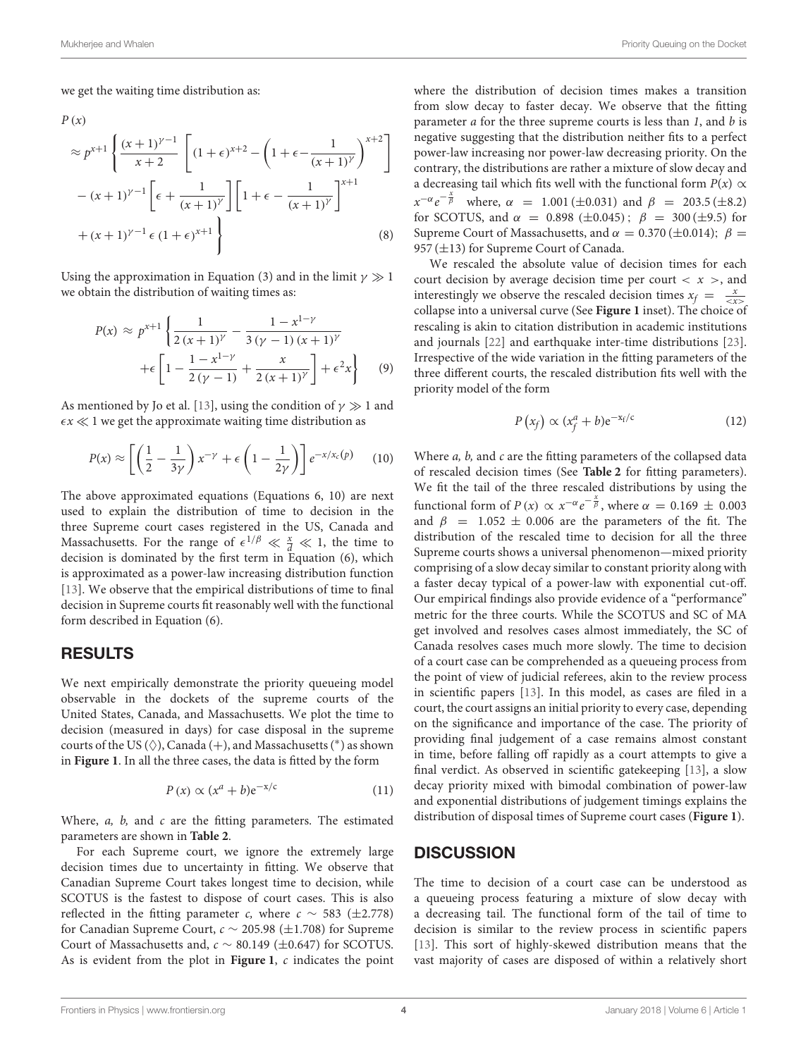we get the waiting time distribution as:

$$
\begin{aligned}
P(x) &\approx p^{x+1} \left\{ \frac{(x+1)^{\gamma-1}}{x+2} \left[ (1+\epsilon)^{x+2} - \left(1+\epsilon - \frac{1}{(x+1)^{\gamma}}\right)^{x+2} \right] \right. \\
&\quad - (x+1)^{\gamma-1} \left[ \epsilon + \frac{1}{(x+1)^{\gamma}} \right] \left[ 1+\epsilon - \frac{1}{(x+1)^{\gamma}} \right]^{x+1} \\
&\quad \left. + (x+1)^{\gamma-1} \epsilon \, (1+\epsilon)^{x+1} \right\}
\end{aligned} \tag{8}
$$

Using the approximation in Equation (3) and in the limit $\gamma \gg 1$ we obtain the distribution of waiting times as:

$$
P(x) \approx p^{x+1} \left\{ \frac{1}{2\,(x+1)^{\gamma}} - \frac{1-x^{1-\gamma}}{3\,(\gamma-1)\,(x+1)^{\gamma}} + \epsilon \left[ 1 - \frac{1-x^{1-\gamma}}{2\,(\gamma-1)} + \frac{x}{2\,(x+1)^{\gamma}} \right] + \epsilon^{2} x \right\} \tag{9}
$$

As mentioned by Jo et al. [13], using the condition of $\gamma \gg 1$ and $\epsilon x \ll 1$ we get the approximate waiting time distribution as

$$
P(x) \approx \left[ \left( \frac{1}{2} - \frac{1}{3\gamma} \right) x^{-\gamma} + \epsilon \left( 1 - \frac{1}{2\gamma} \right) \right] e^{-x/x_c(p)} \tag{10}
$$

The above approximated equations (Equations 6, 10) are next used to explain the distribution of time to decision in the three Supreme court cases registered in the US, Canada and Massachusetts. For the range of $\epsilon^{1/\beta} \ll \frac{x}{d} \ll 1$, the time to decision is dominated by the first term in Equation (6), which is approximated as a power-law increasing distribution function [13]. We observe that the empirical distributions of time to final decision in Supreme courts fit reasonably well with the functional form described in Equation (6).

## RESULTS

We next empirically demonstrate the priority queueing model observable in the dockets of the supreme courts of the United States, Canada, and Massachusetts. We plot the time to decision (measured in days) for case disposal in the supreme courts of the US ($\Diamond$), Canada (+), and Massachusetts (*) as shown in **Figure 1**. In all the three cases, the data is fitted by the form

$$
P(x) \propto (x^{a} + b) e^{-x/c} \tag{11}
$$

Where, *a, b,* and *c* are the fitting parameters. The estimated parameters are shown in **Table 2**.

For each Supreme court, we ignore the extremely large decision times due to uncertainty in fitting. We observe that Canadian Supreme Court takes longest time to decision, while SCOTUS is the fastest to dispose of court cases. This is also reflected in the fitting parameter *c*, where $c \sim 583$ ($\pm 2.778$) for Canadian Supreme Court, $c \sim 205.98$ ($\pm 1.708$) for Supreme Court of Massachusetts and, $c \sim 80.149$ ($\pm 0.647$) for SCOTUS. As is evident from the plot in **Figure 1**, *c* indicates the point where the distribution of decision times makes a transition from slow decay to faster decay. We observe that the fitting parameter *a* for the three supreme courts is less than *1*, and *b* is negative suggesting that the distribution neither fits to a perfect power-law increasing nor power-law decreasing priority. On the contrary, the distributions are rather a mixture of slow decay and a decreasing tail which fits well with the functional form $P(x) \propto x^{-\alpha} e^{-\frac{x}{\beta}}$ where, $\alpha = 1.001$ ($\pm 0.031$) and $\beta = 203.5$ ($\pm 8.2$) for SCOTUS, and $\alpha = 0.898$ ($\pm 0.045$) ; $\beta = 300$ ($\pm 9.5$) for Supreme Court of Massachusetts, and $\alpha = 0.370$ ($\pm 0.014$); $\beta = 957$ ($\pm 13$) for Supreme Court of Canada.

We rescaled the absolute value of decision times for each court decision by average decision time per court $< x >$, and interestingly we observe the rescaled decision times $x_f = \frac{x}{<x>}$ collapse into a universal curve (See **Figure 1** inset). The choice of rescaling is akin to citation distribution in academic institutions and journals [22] and earthquake inter-time distributions [23]. Irrespective of the wide variation in the fitting parameters of the three different courts, the rescaled distribution fits well with the priority model of the form

$$
P(x_f) \propto (x_f^{a} + b) e^{-x_f/c} \tag{12}
$$

Where *a, b,* and *c* are the fitting parameters of the collapsed data of rescaled decision times (See **Table 2** for fitting parameters). We fit the tail of the three rescaled distributions by using the functional form of $P(x) \propto x^{-\alpha} e^{-\frac{x}{\beta}}$, where $\alpha = 0.169 \pm 0.003$ and $\beta = 1.052 \pm 0.006$ are the parameters of the fit. The distribution of the rescaled time to decision for all the three Supreme courts shows a universal phenomenon—mixed priority comprising of a slow decay similar to constant priority along with a faster decay typical of a power-law with exponential cut-off. Our empirical findings also provide evidence of a "performance" metric for the three courts. While the SCOTUS and SC of MA get involved and resolves cases almost immediately, the SC of Canada resolves cases much more slowly. The time to decision of a court case can be comprehended as a queueing process from the point of view of judicial referees, akin to the review process in scientific papers [13]. In this model, as cases are filed in a court, the court assigns an initial priority to every case, depending on the significance and importance of the case. The priority of providing final judgement of a case remains almost constant in time, before falling off rapidly as a court attempts to give a final verdict. As observed in scientific gatekeeping [13], a slow decay priority mixed with bimodal combination of power-law and exponential distributions of judgement timings explains the distribution of disposal times of Supreme court cases (**Figure 1**).

## DISCUSSION

The time to decision of a court case can be understood as a queueing process featuring a mixture of slow decay with a decreasing tail. The functional form of the tail of time to decision is similar to the review process in scientific papers [13]. This sort of highly-skewed distribution means that the vast majority of cases are disposed of within a relatively short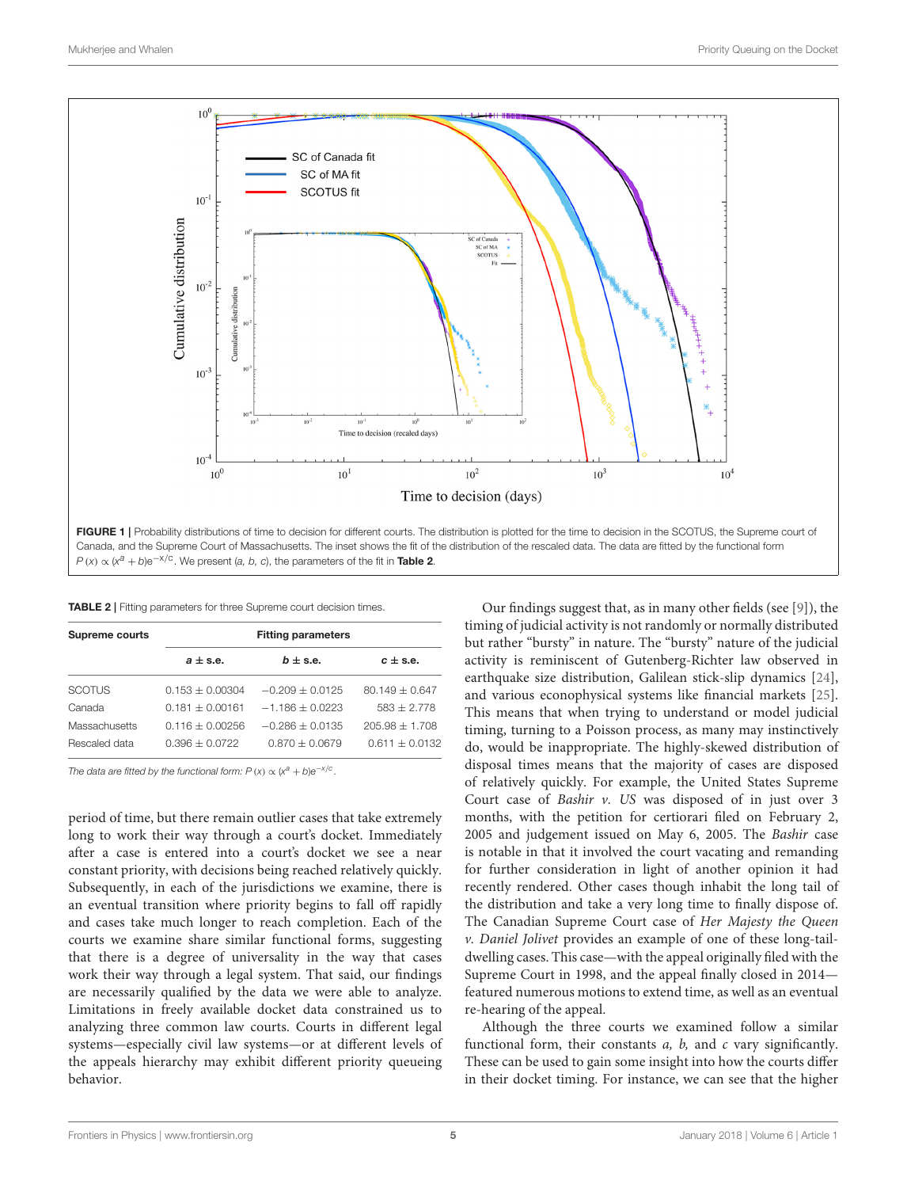Cumulative distribution

Time to decision (days)

SC of Canada fit

SC of MA fit

SCOTUS fit

Cumulative distribution

Time to decision (rescaled days)

SC of Canada

SC of MA

SCOTUS

Fit

**FIGURE 1 |** Probability distributions of time to decision for different courts. The distribution is plotted for the time to decision in the SCOTUS, the Supreme court of Canada, and the Supreme Court of Massachusetts. The inset shows the fit of the distribution of the rescaled data. The data are fitted by the functional form $P(x) \propto (x^a + b)e^{-x/c}$. We present $(a, b, c)$, the parameters of the fit in **Table 2**.

**TABLE 2 |** Fitting parameters for three Supreme court decision times.

| Supreme courts | Fitting parameters | | |
|---|---|---|---|
| | $a \pm$ s.e. | $b \pm$ s.e. | $c \pm$ s.e. |
| SCOTUS | 0.153 ± 0.00304 | −0.209 ± 0.0125 | 80.149 ± 0.647 |
| Canada | 0.181 ± 0.00161 | −1.186 ± 0.0223 | 583 ± 2.778 |
| Massachusetts | 0.116 ± 0.00256 | −0.286 ± 0.0135 | 205.98 ± 1.708 |
| Rescaled data | 0.396 ± 0.0722 | 0.870 ± 0.0679 | 0.611 ± 0.0132 |

*The data are fitted by the functional form:* $P(x) \propto (x^a + b)e^{-x/c}$.

period of time, but there remain outlier cases that take extremely long to work their way through a court's docket. Immediately after a case is entered into a court's docket we see a near constant priority, with decisions being reached relatively quickly. Subsequently, in each of the jurisdictions we examine, there is an eventual transition where priority begins to fall off rapidly and cases take much longer to reach completion. Each of the courts we examine share similar functional forms, suggesting that there is a degree of universality in the way that cases work their way through a legal system. That said, our findings are necessarily qualified by the data we were able to analyze. Limitations in freely available docket data constrained us to analyzing three common law courts. Courts in different legal systems—especially civil law systems—or at different levels of the appeals hierarchy may exhibit different priority queueing behavior.

Our findings suggest that, as in many other fields (see [9]), the timing of judicial activity is not randomly or normally distributed but rather "bursty" in nature. The "bursty" nature of the judicial activity is reminiscent of Gutenberg-Richter law observed in earthquake size distribution, Galilean stick-slip dynamics [24], and various econophysical systems like financial markets [25]. This means that when trying to understand or model judicial timing, turning to a Poisson process, as many may instinctively do, would be inappropriate. The highly-skewed distribution of disposal times means that the majority of cases are disposed of relatively quickly. For example, the United States Supreme Court case of *Bashir v. US* was disposed of in just over 3 months, with the petition for certiorari filed on February 2, 2005 and judgement issued on May 6, 2005. The *Bashir* case is notable in that it involved the court vacating and remanding for further consideration in light of another opinion it had recently rendered. Other cases though inhabit the long tail of the distribution and take a very long time to finally dispose of. The Canadian Supreme Court case of *Her Majesty the Queen v. Daniel Jolivet* provides an example of one of these long-tail-dwelling cases. This case—with the appeal originally filed with the Supreme Court in 1998, and the appeal finally closed in 2014—featured numerous motions to extend time, as well as an eventual re-hearing of the appeal.

Although the three courts we examined follow a similar functional form, their constants $a$, $b$, and $c$ vary significantly. These can be used to gain some insight into how the courts differ in their docket timing. For instance, we can see that the higher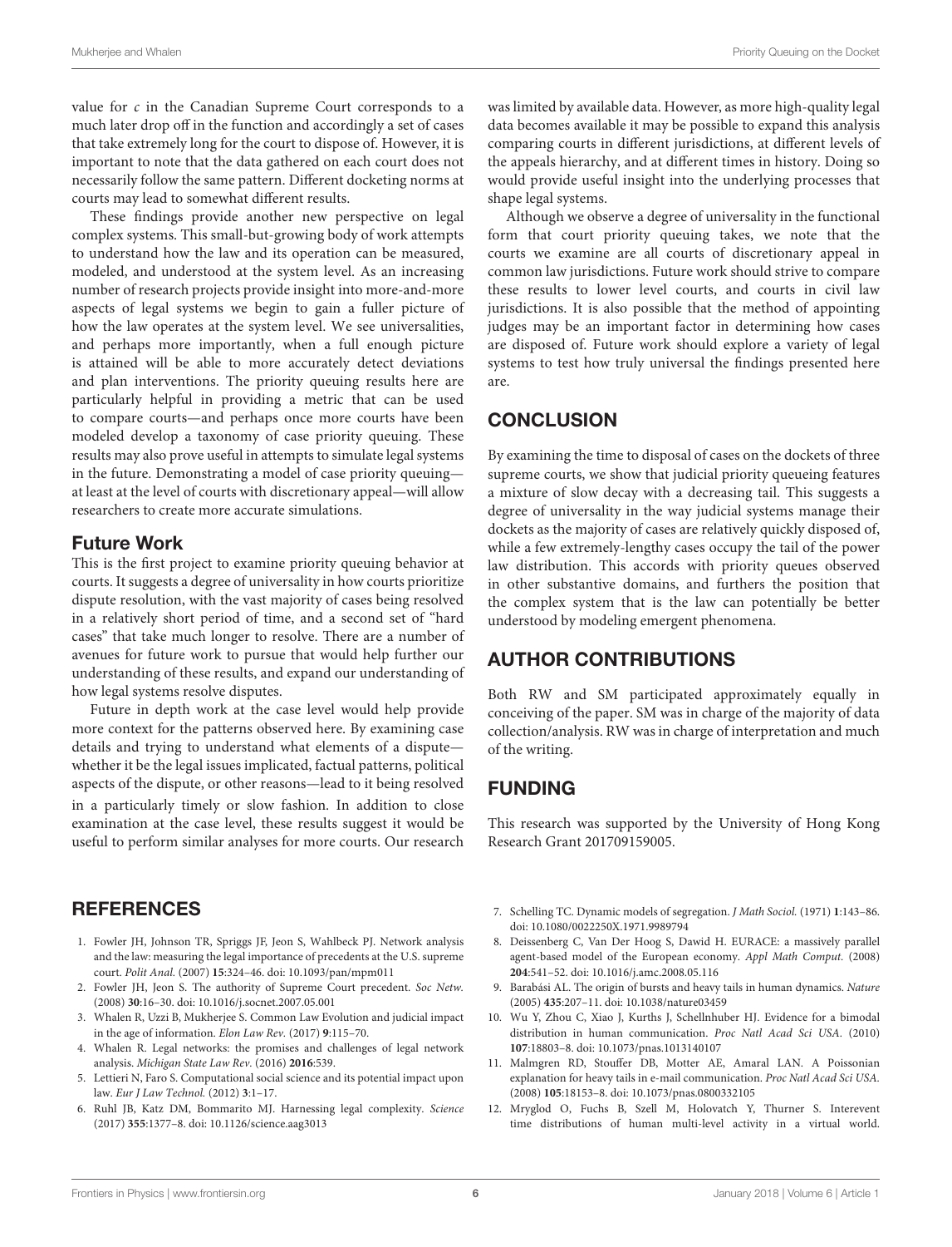value for $c$ in the Canadian Supreme Court corresponds to a much later drop off in the function and accordingly a set of cases that take extremely long for the court to dispose of. However, it is important to note that the data gathered on each court does not necessarily follow the same pattern. Different docketing norms at courts may lead to somewhat different results.

These findings provide another new perspective on legal complex systems. This small-but-growing body of work attempts to understand how the law and its operation can be measured, modeled, and understood at the system level. As an increasing number of research projects provide insight into more-and-more aspects of legal systems we begin to gain a fuller picture of how the law operates at the system level. We see universalities, and perhaps more importantly, when a full enough picture is attained will be able to more accurately detect deviations and plan interventions. The priority queuing results here are particularly helpful in providing a metric that can be used to compare courts—and perhaps once more courts have been modeled develop a taxonomy of case priority queuing. These results may also prove useful in attempts to simulate legal systems in the future. Demonstrating a model of case priority queuing—at least at the level of courts with discretionary appeal—will allow researchers to create more accurate simulations.

### Future Work

This is the first project to examine priority queuing behavior at courts. It suggests a degree of universality in how courts prioritize dispute resolution, with the vast majority of cases being resolved in a relatively short period of time, and a second set of "hard cases" that take much longer to resolve. There are a number of avenues for future work to pursue that would help further our understanding of these results, and expand our understanding of how legal systems resolve disputes.

Future in depth work at the case level would help provide more context for the patterns observed here. By examining case details and trying to understand what elements of a dispute—whether it be the legal issues implicated, factual patterns, political aspects of the dispute, or other reasons—lead to it being resolved in a particularly timely or slow fashion. In addition to close examination at the case level, these results suggest it would be useful to perform similar analyses for more courts. Our research was limited by available data. However, as more high-quality legal data becomes available it may be possible to expand this analysis comparing courts in different jurisdictions, at different levels of the appeals hierarchy, and at different times in history. Doing so would provide useful insight into the underlying processes that shape legal systems.

Although we observe a degree of universality in the functional form that court priority queuing takes, we note that the courts we examine are all courts of discretionary appeal in common law jurisdictions. Future work should strive to compare these results to lower level courts, and courts in civil law jurisdictions. It is also possible that the method of appointing judges may be an important factor in determining how cases are disposed of. Future work should explore a variety of legal systems to test how truly universal the findings presented here are.

## CONCLUSION

By examining the time to disposal of cases on the dockets of three supreme courts, we show that judicial priority queueing features a mixture of slow decay with a decreasing tail. This suggests a degree of universality in the way judicial systems manage their dockets as the majority of cases are relatively quickly disposed of, while a few extremely-lengthy cases occupy the tail of the power law distribution. This accords with priority queues observed in other substantive domains, and furthers the position that the complex system that is the law can potentially be better understood by modeling emergent phenomena.

## AUTHOR CONTRIBUTIONS

Both RW and SM participated approximately equally in conceiving of the paper. SM was in charge of the majority of data collection/analysis. RW was in charge of interpretation and much of the writing.

## FUNDING

This research was supported by the University of Hong Kong Research Grant 201709159005.

## REFERENCES

1. Fowler JH, Johnson TR, Spriggs JF, Jeon S, Wahlbeck PJ. Network analysis and the law: measuring the legal importance of precedents at the U.S. supreme court. *Polit Anal.* (2007) **15**:324–46. doi: 10.1093/pan/mpm011
2. Fowler JH, Jeon S. The authority of Supreme Court precedent. *Soc Netw.* (2008) **30**:16–30. doi: 10.1016/j.socnet.2007.05.001
3. Whalen R, Uzzi B, Mukherjee S. Common Law Evolution and judicial impact in the age of information. *Elon Law Rev.* (2017) **9**:115–70.
4. Whalen R. Legal networks: the promises and challenges of legal network analysis. *Michigan State Law Rev.* (2016) **2016**:539.
5. Lettieri N, Faro S. Computational social science and its potential impact upon law. *Eur J Law Technol.* (2012) **3**:1–17.
6. Ruhl JB, Katz DM, Bommarito MJ. Harnessing legal complexity. *Science* (2017) **355**:1377–8. doi: 10.1126/science.aag3013
7. Schelling TC. Dynamic models of segregation. *J Math Sociol.* (1971) **1**:143–86. doi: 10.1080/0022250X.1971.9989794
8. Deissenberg C, Van Der Hoog S, Dawid H. EURACE: a massively parallel agent-based model of the European economy. *Appl Math Comput.* (2008) **204**:541–52. doi: 10.1016/j.amc.2008.05.116
9. Barabási AL. The origin of bursts and heavy tails in human dynamics. *Nature* (2005) **435**:207–11. doi: 10.1038/nature03459
10. Wu Y, Zhou C, Xiao J, Kurths J, Schellnhuber HJ. Evidence for a bimodal distribution in human communication. *Proc Natl Acad Sci USA.* (2010) **107**:18803–8. doi: 10.1073/pnas.1013140107
11. Malmgren RD, Stouffer DB, Motter AE, Amaral LAN. A Poissonian explanation for heavy tails in e-mail communication. *Proc Natl Acad Sci USA.* (2008) **105**:18153–8. doi: 10.1073/pnas.0800332105
12. Mryglod O, Fuchs B, Szell M, Holovatch Y, Thurner S. Interevent time distributions of human multi-level activity in a virtual world.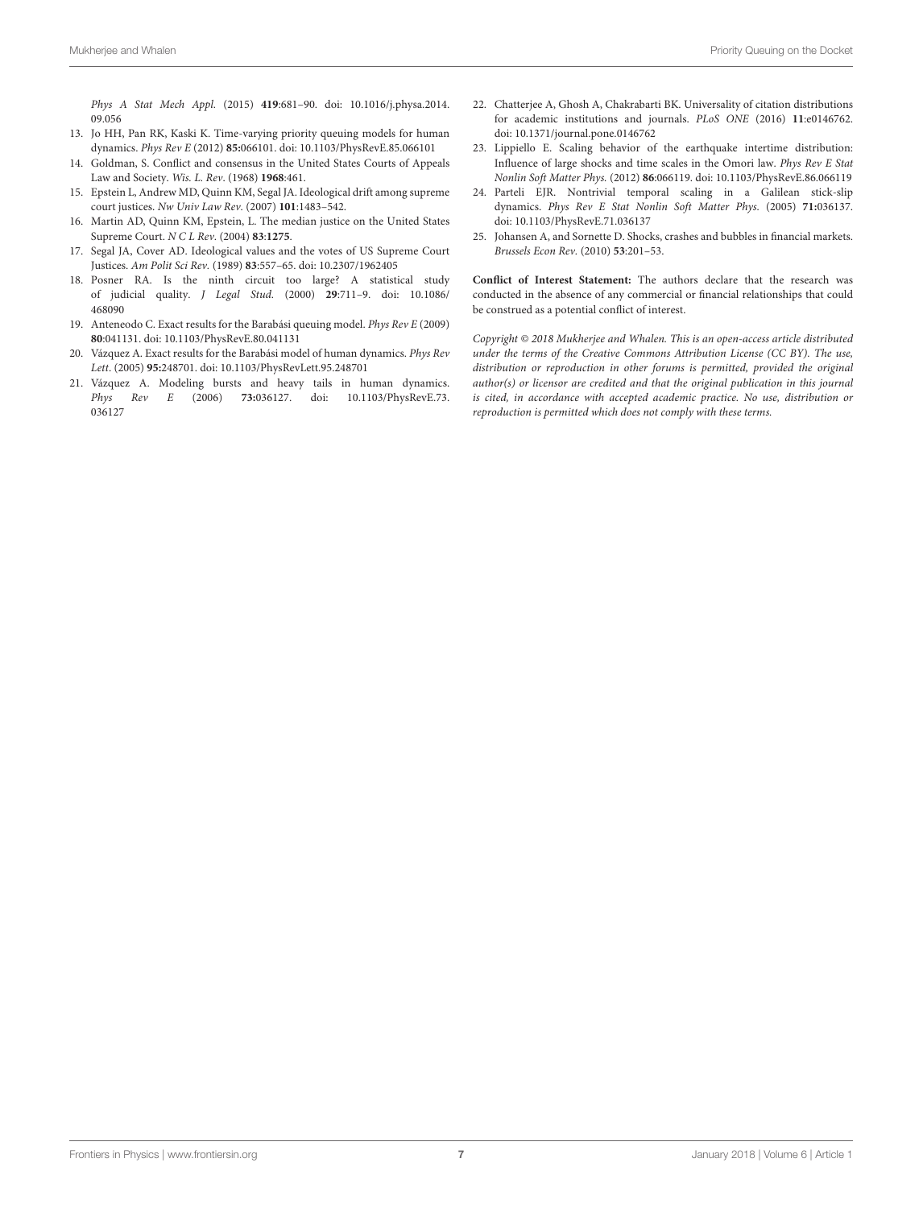*Phys A Stat Mech Appl.* (2015) **419**:681–90. doi: 10.1016/j.physa.2014.09.056

13. Jo HH, Pan RK, Kaski K. Time-varying priority queuing models for human dynamics. *Phys Rev E* (2012) **85:**066101. doi: 10.1103/PhysRevE.85.066101
14. Goldman, S. Conflict and consensus in the United States Courts of Appeals Law and Society. *Wis. L. Rev*. (1968) **1968**:461.
15. Epstein L, Andrew MD, Quinn KM, Segal JA. Ideological drift among supreme court justices. *Nw Univ Law Rev*. (2007) **101**:1483–542.
16. Martin AD, Quinn KM, Epstein, L. The median justice on the United States Supreme Court. *N C L Rev*. (2004) **83**:**1275**.
17. Segal JA, Cover AD. Ideological values and the votes of US Supreme Court Justices. *Am Polit Sci Rev*. (1989) **83**:557–65. doi: 10.2307/1962405
18. Posner RA. Is the ninth circuit too large? A statistical study of judicial quality. *J Legal Stud*. (2000) **29**:711–9. doi: 10.1086/468090
19. Anteneodo C. Exact results for the Barabási queuing model. *Phys Rev E* (2009) **80**:041131. doi: 10.1103/PhysRevE.80.041131
20. Vázquez A. Exact results for the Barabási model of human dynamics. *Phys Rev Lett*. (2005) **95:**248701. doi: 10.1103/PhysRevLett.95.248701
21. Vázquez A. Modeling bursts and heavy tails in human dynamics. *Phys Rev E* (2006) **73:**036127. doi: 10.1103/PhysRevE.73.036127
22. Chatterjee A, Ghosh A, Chakrabarti BK. Universality of citation distributions for academic institutions and journals. *PLoS ONE* (2016) **11**:e0146762. doi: 10.1371/journal.pone.0146762
23. Lippiello E. Scaling behavior of the earthquake intertime distribution: Influence of large shocks and time scales in the Omori law. *Phys Rev E Stat Nonlin Soft Matter Phys*. (2012) **86**:066119. doi: 10.1103/PhysRevE.86.066119
24. Parteli EJR. Nontrivial temporal scaling in a Galilean stick-slip dynamics. *Phys Rev E Stat Nonlin Soft Matter Phys*. (2005) **71:**036137. doi: 10.1103/PhysRevE.71.036137
25. Johansen A, and Sornette D. Shocks, crashes and bubbles in financial markets. *Brussels Econ Rev*. (2010) **53**:201–53.

**Conflict of Interest Statement:** The authors declare that the research was conducted in the absence of any commercial or financial relationships that could be construed as a potential conflict of interest.

*Copyright © 2018 Mukherjee and Whalen. This is an open-access article distributed under the terms of the Creative Commons Attribution License (CC BY). The use, distribution or reproduction in other forums is permitted, provided the original author(s) or licensor are credited and that the original publication in this journal is cited, in accordance with accepted academic practice. No use, distribution or reproduction is permitted which does not comply with these terms.*